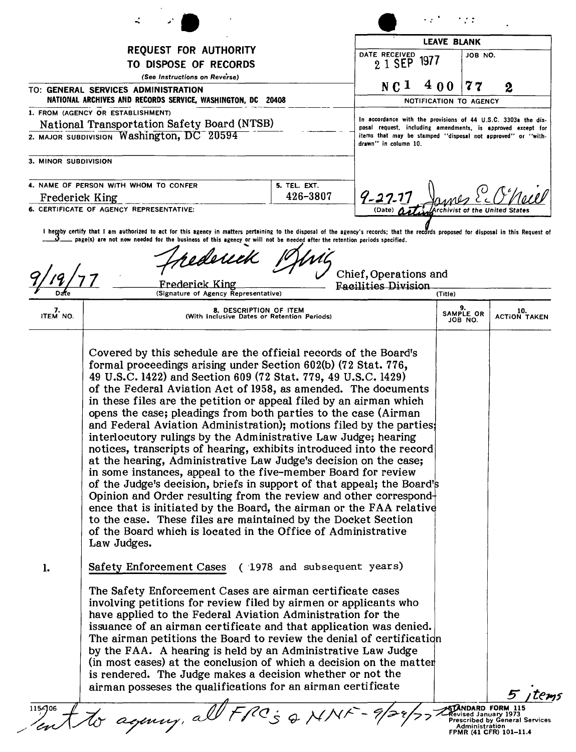# REQUEST FOR AUTHORITY TO DISPOSE OF RECORDS

*(See Instructions on Reverse)*

| LEAVE BLANK | |
|---|---|
| DATE RECEIVED 21 SEP 1977 | JOB NO. |
| NC1 400 | 77 2 |

NOTIFICATION TO AGENCY

In accordance with the provisions of 44 U.S.C. 3303a the disposal request, including amendments, is approved except for items that may be stamped "disposal not approved" or "withdrawn" in column 10.

9-27-77 (Date) James E. O'Neill, acting Archivist of the United States

TO: GENERAL SERVICES ADMINISTRATION
NATIONAL ARCHIVES AND RECORDS SERVICE, WASHINGTON, DC 20408

1. FROM (AGENCY OR ESTABLISHMENT): National Transportation Safety Board (NTSB)

2. MAJOR SUBDIVISION: Washington, DC 20594

3. MINOR SUBDIVISION:

4. NAME OF PERSON WITH WHOM TO CONFER: Frederick King

5. TEL. EXT.: 426-3807

6. CERTIFICATE OF AGENCY REPRESENTATIVE:

I hereby certify that I am authorized to act for this agency in matters pertaining to the disposal of the agency's records; that the records proposed for disposal in this Request of 3 page(s) are not now needed for the business of this agency or will not be needed after the retention periods specified.

9/19/77 (Date) — Frederick King (Signature of Agency Representative) — Chief, Operations and Facilities Division (Title)

| 7. ITEM NO. | 8. DESCRIPTION OF ITEM (With Inclusive Dates or Retention Periods) | 9. SAMPLE OR JOB NO. | 10. ACTION TAKEN |
|---|---|---|---|
| | Covered by this schedule are the official records of the Board's formal proceedings arising under Section 602(b) (72 Stat. 776, 49 U.S.C. 1422) and Section 609 (72 Stat. 779, 49 U.S.C. 1429) of the Federal Aviation Act of 1958, as amended. The documents in these files are the petition or appeal filed by an airman which opens the case; pleadings from both parties to the case (Airman and Federal Aviation Administration); motions filed by the parties; interlocutory rulings by the Administrative Law Judge; hearing notices, transcripts of hearing, exhibits introduced into the record at the hearing, Administrative Law Judge's decision on the case; in some instances, appeal to the five-member Board for review of the Judge's decision, briefs in support of that appeal; the Board's Opinion and Order resulting from the review and other correspondence that is initiated by the Board, the airman or the FAA relative to the case. These files are maintained by the Docket Section of the Board which is located in the Office of Administrative Law Judges. | | |
| 1. | Safety Enforcement Cases (1978 and subsequent years)<br><br>The Safety Enforcement Cases are airman certificate cases involving petitions for review filed by airmen or applicants who have applied to the Federal Aviation Administration for the issuance of an airman certificate and that application was denied. The airman petitions the Board to review the denial of certification by the FAA. A hearing is held by an Administrative Law Judge (in most cases) at the conclusion of which a decision on the matter is rendered. The Judge makes a decision whether or not the airman posses the qualifications for an airman certificate | | |

5 items

115-106 — Sent to agency, all FRC's & NNF - 9/28/77

STANDARD FORM 115
Revised January 1973
Prescribed by General Services Administration
FPMR (41 CFR) 101-11.4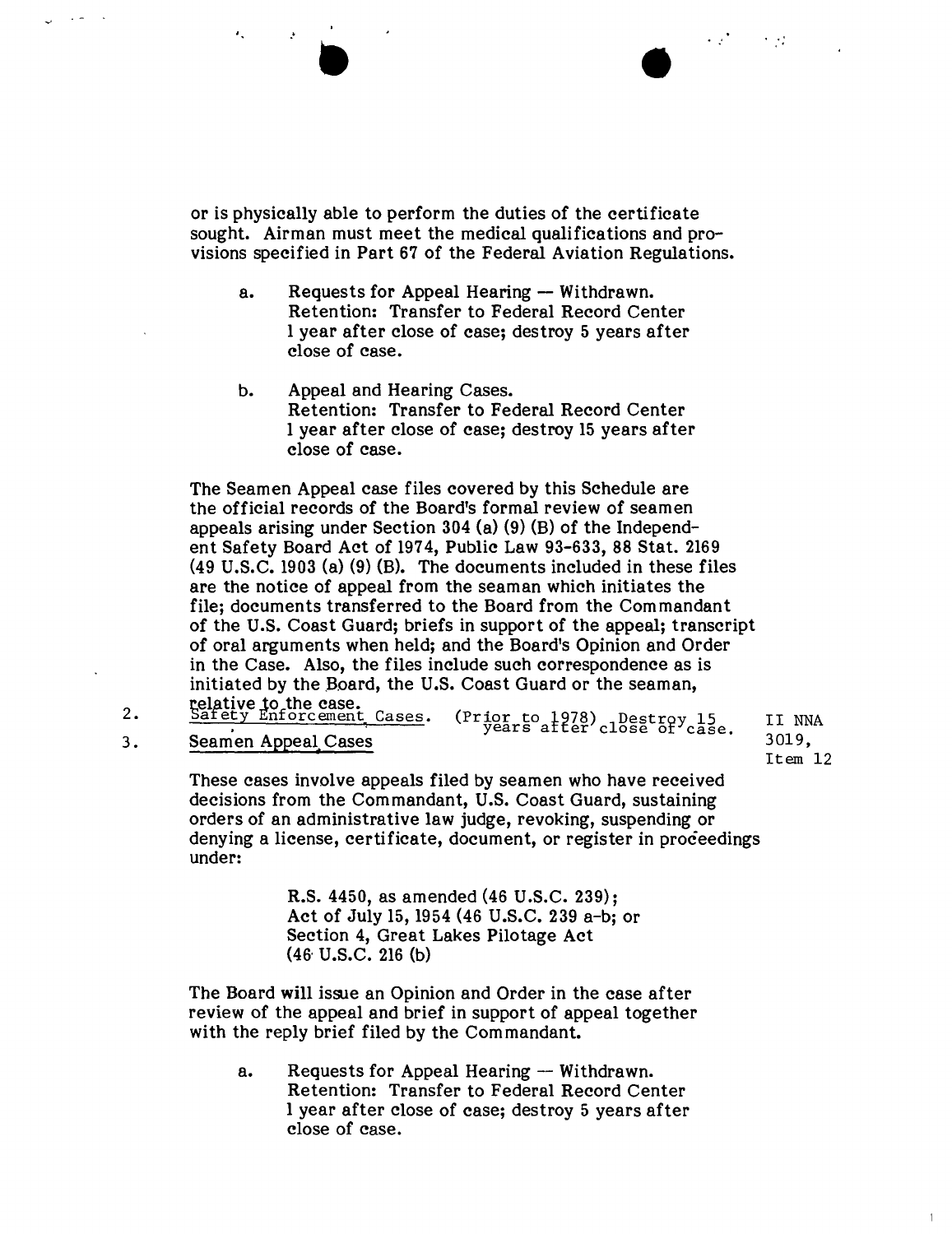or is physically able to perform the duties of the certificate sought. Airman must meet the medical qualifications and provisions specified in Part 67 of the Federal Aviation Regulations.

a. Requests for Appeal Hearing — Withdrawn.
   Retention: Transfer to Federal Record Center 1 year after close of case; destroy 5 years after close of case.

b. Appeal and Hearing Cases.
   Retention: Transfer to Federal Record Center 1 year after close of case; destroy 15 years after close of case.

The Seamen Appeal case files covered by this Schedule are the official records of the Board's formal review of seamen appeals arising under Section 304 (a) (9) (B) of the Independent Safety Board Act of 1974, Public Law 93-633, 88 Stat. 2169 (49 U.S.C. 1903 (a) (9) (B). The documents included in these files are the notice of appeal from the seaman which initiates the file; documents transferred to the Board from the Commandant of the U.S. Coast Guard; briefs in support of the appeal; transcript of oral arguments when held; and the Board's Opinion and Order in the Case. Also, the files include such correspondence as is initiated by the Board, the U.S. Coast Guard or the seaman, relative to the case.

2. Safety Enforcement Cases. (Prior to 1978) Destroy 15 years after close of case.

3. Seamen Appeal Cases — II NNA 3019, Item 12

These cases involve appeals filed by seamen who have received decisions from the Commandant, U.S. Coast Guard, sustaining orders of an administrative law judge, revoking, suspending or denying a license, certificate, document, or register in proceedings under:

R.S. 4450, as amended (46 U.S.C. 239);
Act of July 15, 1954 (46 U.S.C. 239 a-b; or
Section 4, Great Lakes Pilotage Act
(46 U.S.C. 216 (b)

The Board will issue an Opinion and Order in the case after review of the appeal and brief in support of appeal together with the reply brief filed by the Commandant.

a. Requests for Appeal Hearing — Withdrawn.
   Retention: Transfer to Federal Record Center 1 year after close of case; destroy 5 years after close of case.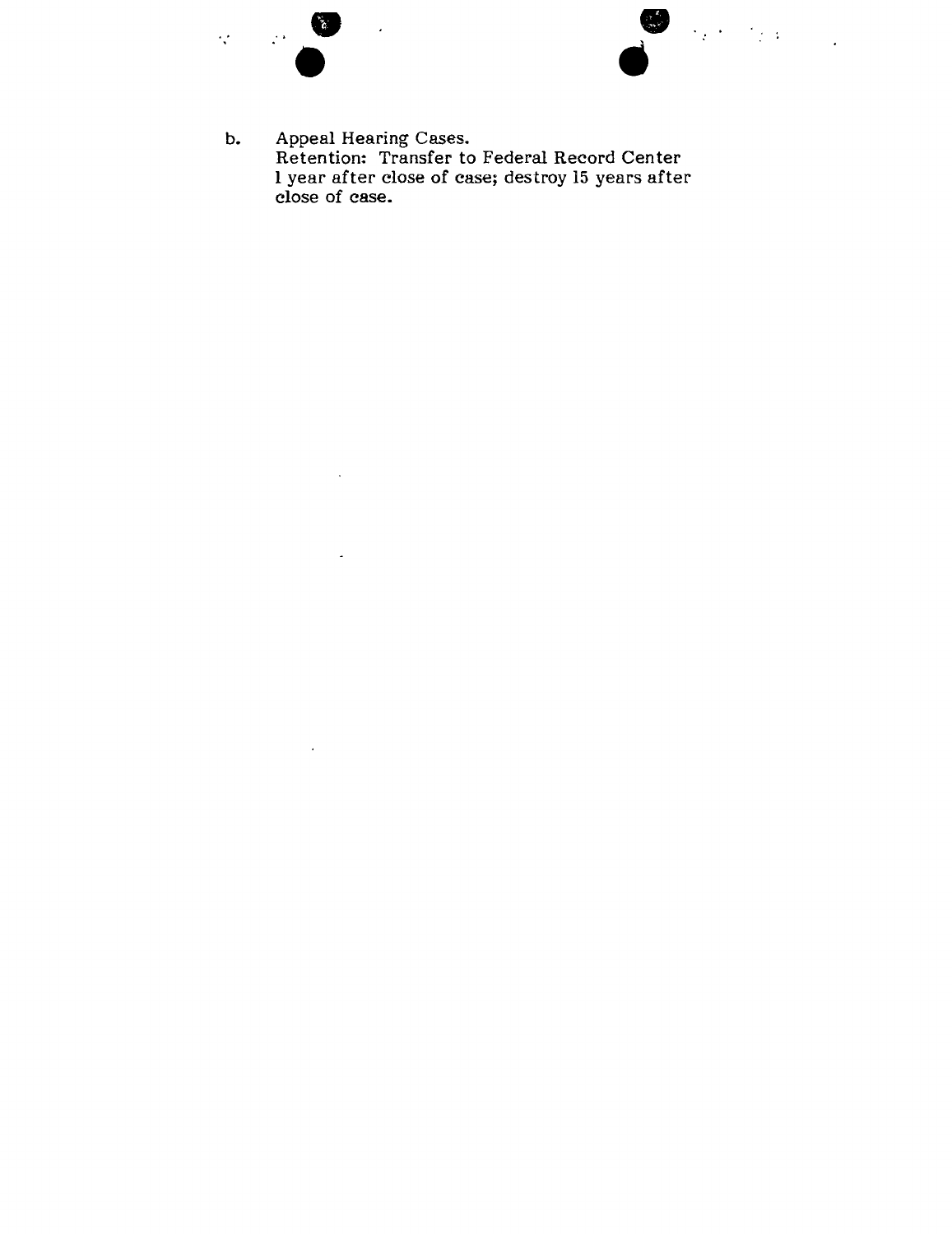b. Appeal Hearing Cases.
   Retention: Transfer to Federal Record Center 1 year after close of case; destroy 15 years after close of case.